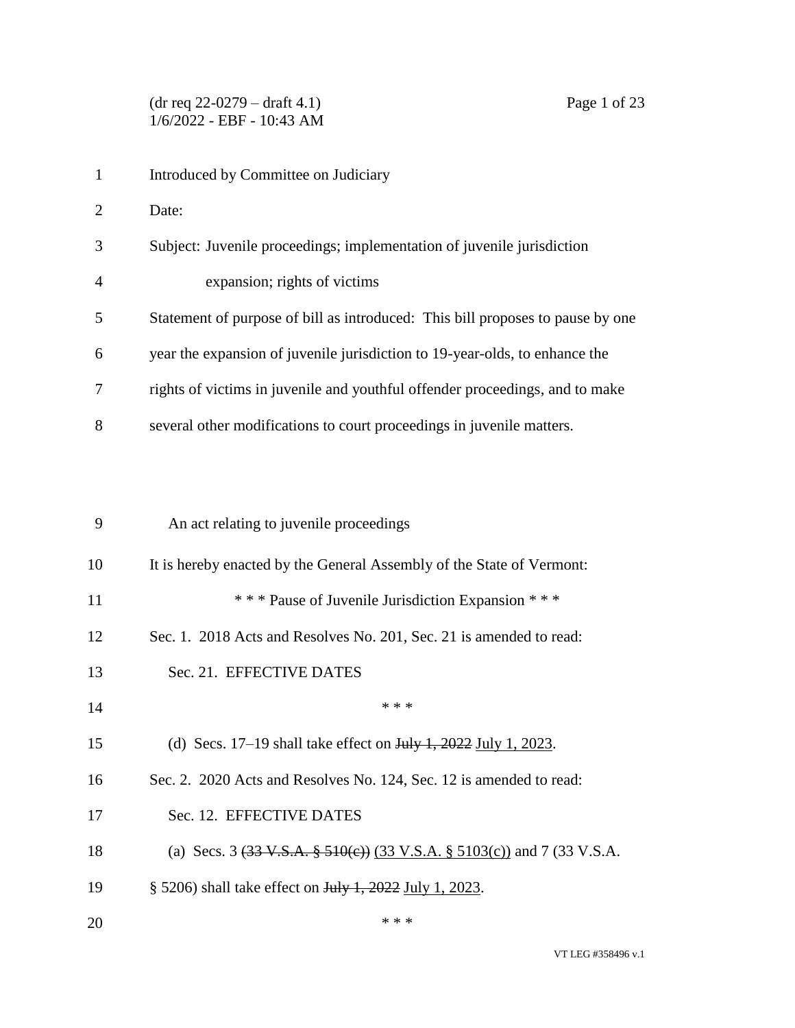Introduced by Committee on Judiciary

Date:

Subject: Juvenile proceedings; implementation of juvenile jurisdiction expansion; rights of victims

Statement of purpose of bill as introduced: This bill proposes to pause by one year the expansion of juvenile jurisdiction to 19-year-olds, to enhance the rights of victims in juvenile and youthful offender proceedings, and to make several other modifications to court proceedings in juvenile matters.

An act relating to juvenile proceedings

It is hereby enacted by the General Assembly of the State of Vermont:

\* \* \* Pause of Juvenile Jurisdiction Expansion \* \* \*

Sec. 1. 2018 Acts and Resolves No. 201, Sec. 21 is amended to read:

Sec. 21. EFFECTIVE DATES

\* \* \*

(d) Secs. 17–19 shall take effect on ~~July 1, 2022~~ <u>July 1, 2023</u>.

Sec. 2. 2020 Acts and Resolves No. 124, Sec. 12 is amended to read:

Sec. 12. EFFECTIVE DATES

(a) Secs. 3 ~~(33 V.S.A. § 510(c))~~ <u>(33 V.S.A. § 5103(c))</u> and 7 (33 V.S.A. § 5206) shall take effect on ~~July 1, 2022~~ <u>July 1, 2023</u>.

\* \* \*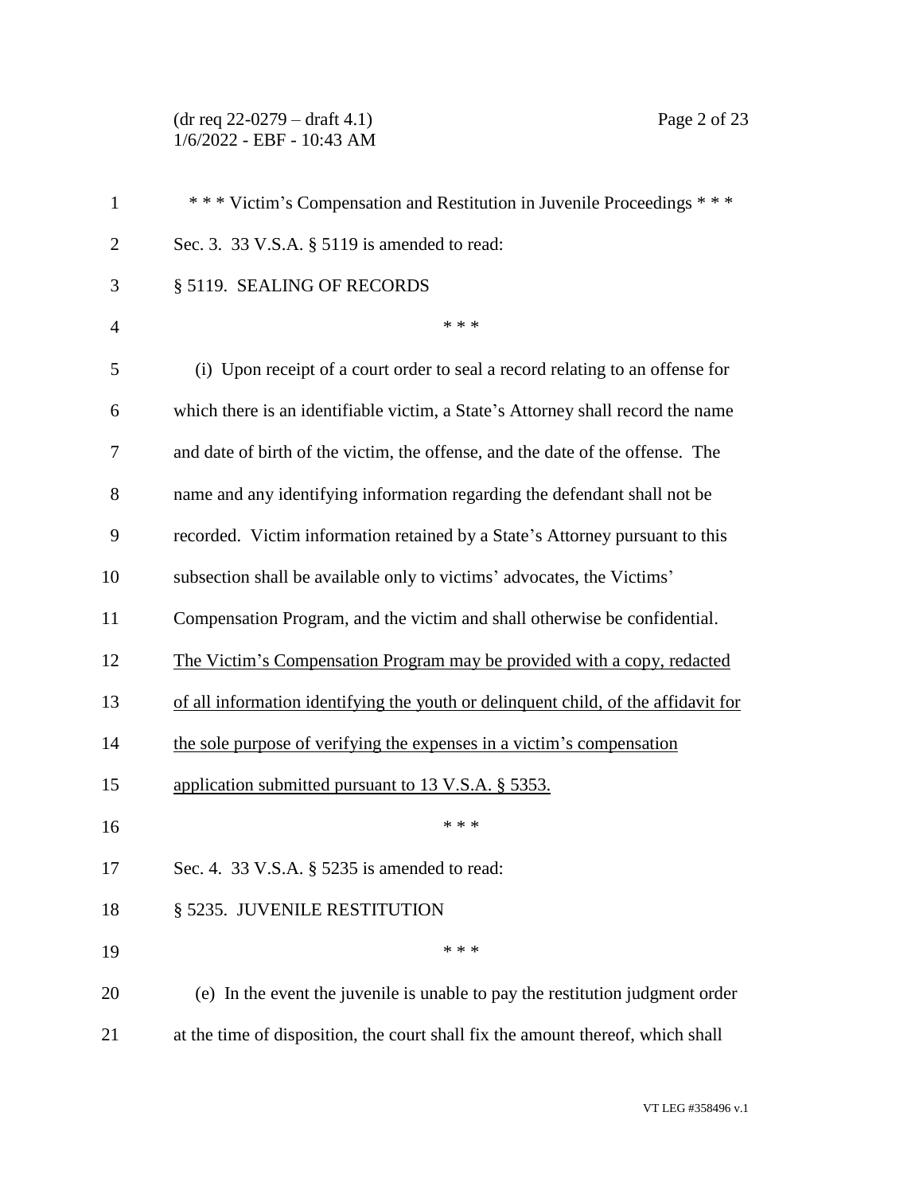\* \* \* Victim's Compensation and Restitution in Juvenile Proceedings \* \* \*

Sec. 3. 33 V.S.A. § 5119 is amended to read:

§ 5119. SEALING OF RECORDS

\* \* \*

(i) Upon receipt of a court order to seal a record relating to an offense for which there is an identifiable victim, a State's Attorney shall record the name and date of birth of the victim, the offense, and the date of the offense. The name and any identifying information regarding the defendant shall not be recorded. Victim information retained by a State's Attorney pursuant to this subsection shall be available only to victims' advocates, the Victims' Compensation Program, and the victim and shall otherwise be confidential. <u>The Victim's Compensation Program may be provided with a copy, redacted of all information identifying the youth or delinquent child, of the affidavit for the sole purpose of verifying the expenses in a victim's compensation application submitted pursuant to 13 V.S.A. § 5353.</u>

\* \* \*

Sec. 4. 33 V.S.A. § 5235 is amended to read:

§ 5235. JUVENILE RESTITUTION

\* \* \*

(e) In the event the juvenile is unable to pay the restitution judgment order at the time of disposition, the court shall fix the amount thereof, which shall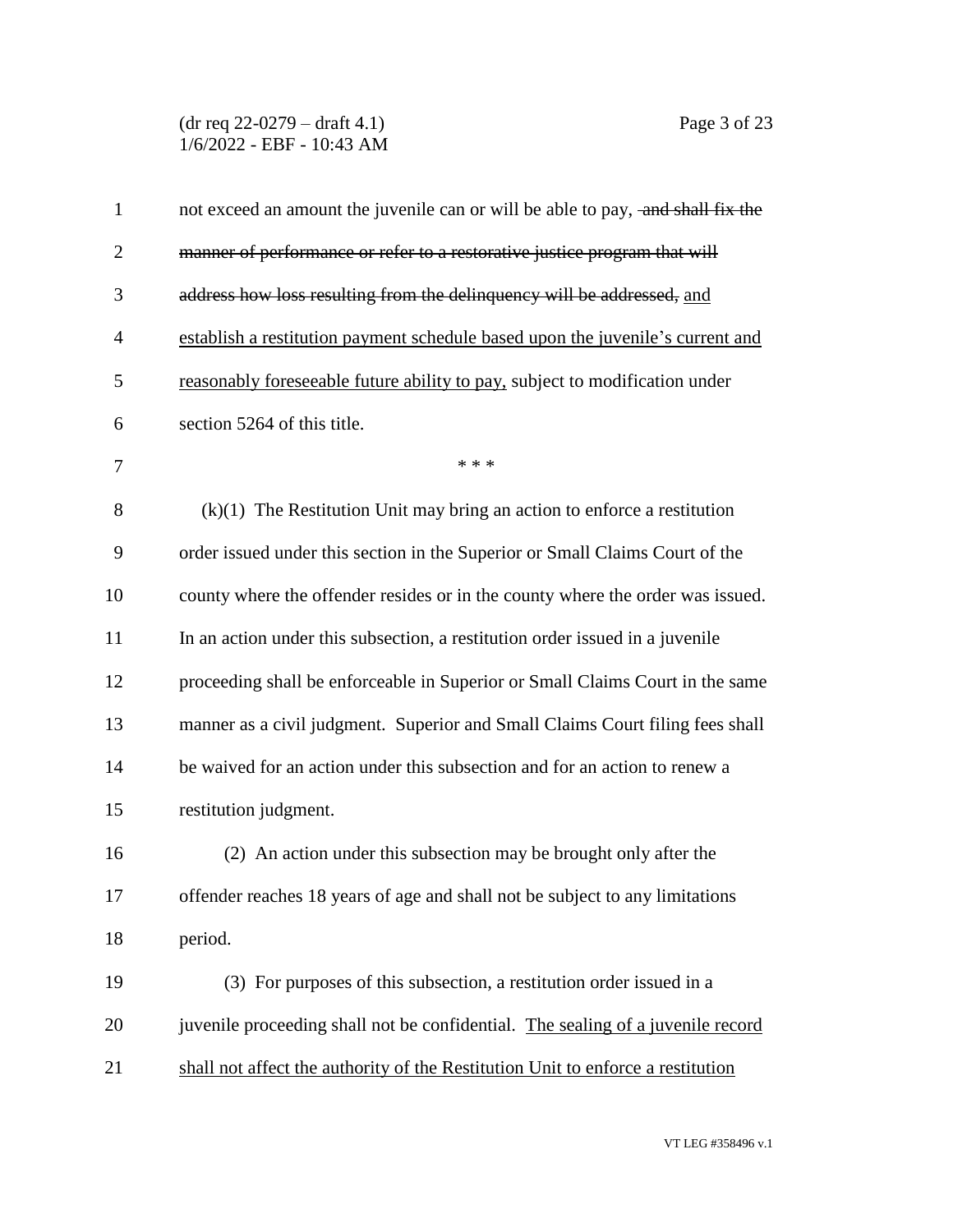not exceed an amount the juvenile can or will be able to pay, ~~and shall fix the manner of performance or refer to a restorative justice program that will address how loss resulting from the delinquency will be addressed,~~ <u>and establish a restitution payment schedule based upon the juvenile's current and reasonably foreseeable future ability to pay,</u> subject to modification under section 5264 of this title.

\* \* \*

(k)(1) The Restitution Unit may bring an action to enforce a restitution order issued under this section in the Superior or Small Claims Court of the county where the offender resides or in the county where the order was issued. In an action under this subsection, a restitution order issued in a juvenile proceeding shall be enforceable in Superior or Small Claims Court in the same manner as a civil judgment. Superior and Small Claims Court filing fees shall be waived for an action under this subsection and for an action to renew a restitution judgment.

(2) An action under this subsection may be brought only after the offender reaches 18 years of age and shall not be subject to any limitations period.

(3) For purposes of this subsection, a restitution order issued in a juvenile proceeding shall not be confidential. <u>The sealing of a juvenile record shall not affect the authority of the Restitution Unit to enforce a restitution</u>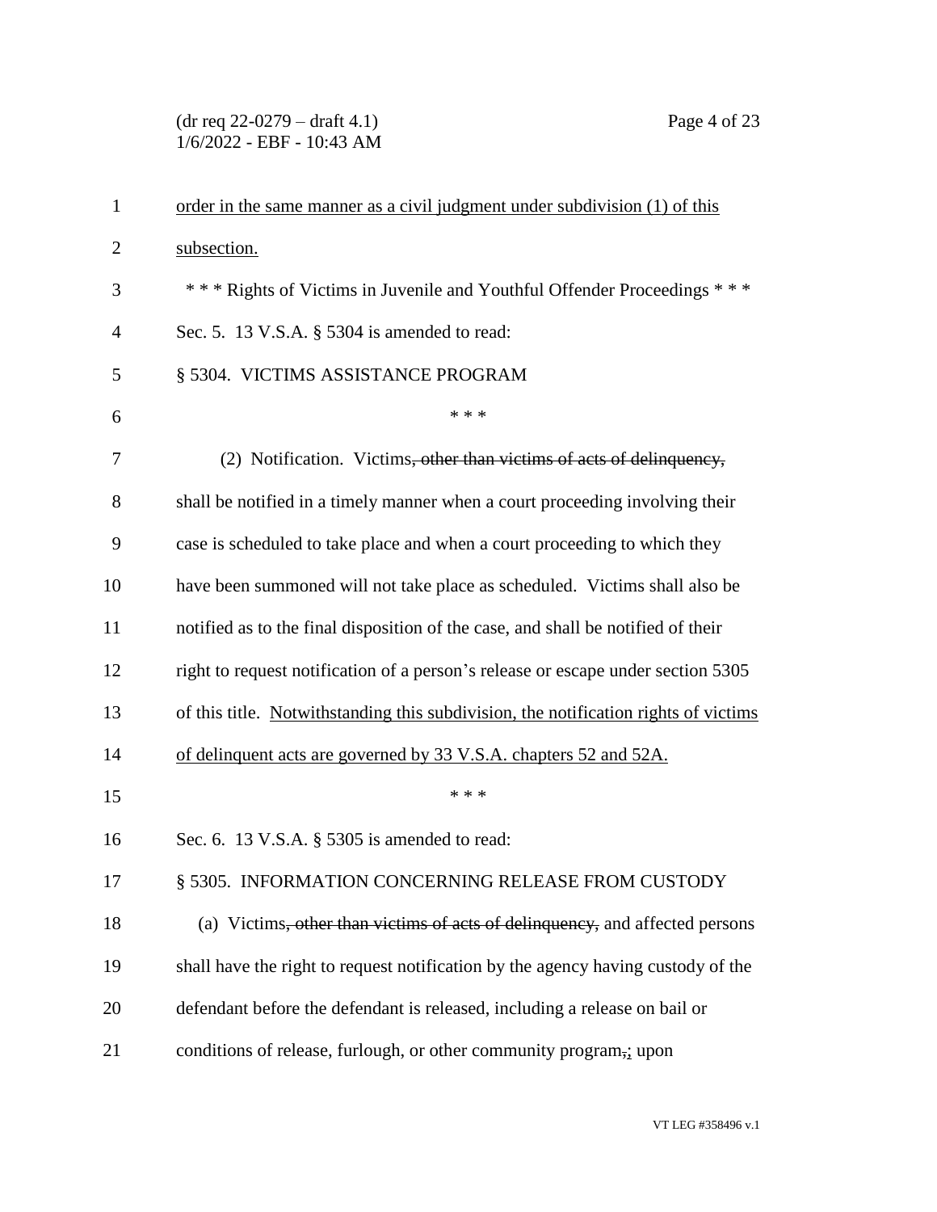order in the same manner as a civil judgment under subdivision (1) of this subsection.

\* \* \* Rights of Victims in Juvenile and Youthful Offender Proceedings \* \* \*

Sec. 5. 13 V.S.A. § 5304 is amended to read:

§ 5304. VICTIMS ASSISTANCE PROGRAM

\* \* \*

(2) Notification. Victims~~, other than victims of acts of delinquency,~~ shall be notified in a timely manner when a court proceeding involving their case is scheduled to take place and when a court proceeding to which they have been summoned will not take place as scheduled. Victims shall also be notified as to the final disposition of the case, and shall be notified of their right to request notification of a person's release or escape under section 5305 of this title. Notwithstanding this subdivision, the notification rights of victims of delinquent acts are governed by 33 V.S.A. chapters 52 and 52A.

\* \* \*

Sec. 6. 13 V.S.A. § 5305 is amended to read:

§ 5305. INFORMATION CONCERNING RELEASE FROM CUSTODY

(a) Victims~~, other than victims of acts of delinquency,~~ and affected persons shall have the right to request notification by the agency having custody of the defendant before the defendant is released, including a release on bail or conditions of release, furlough, or other community program~~,~~; upon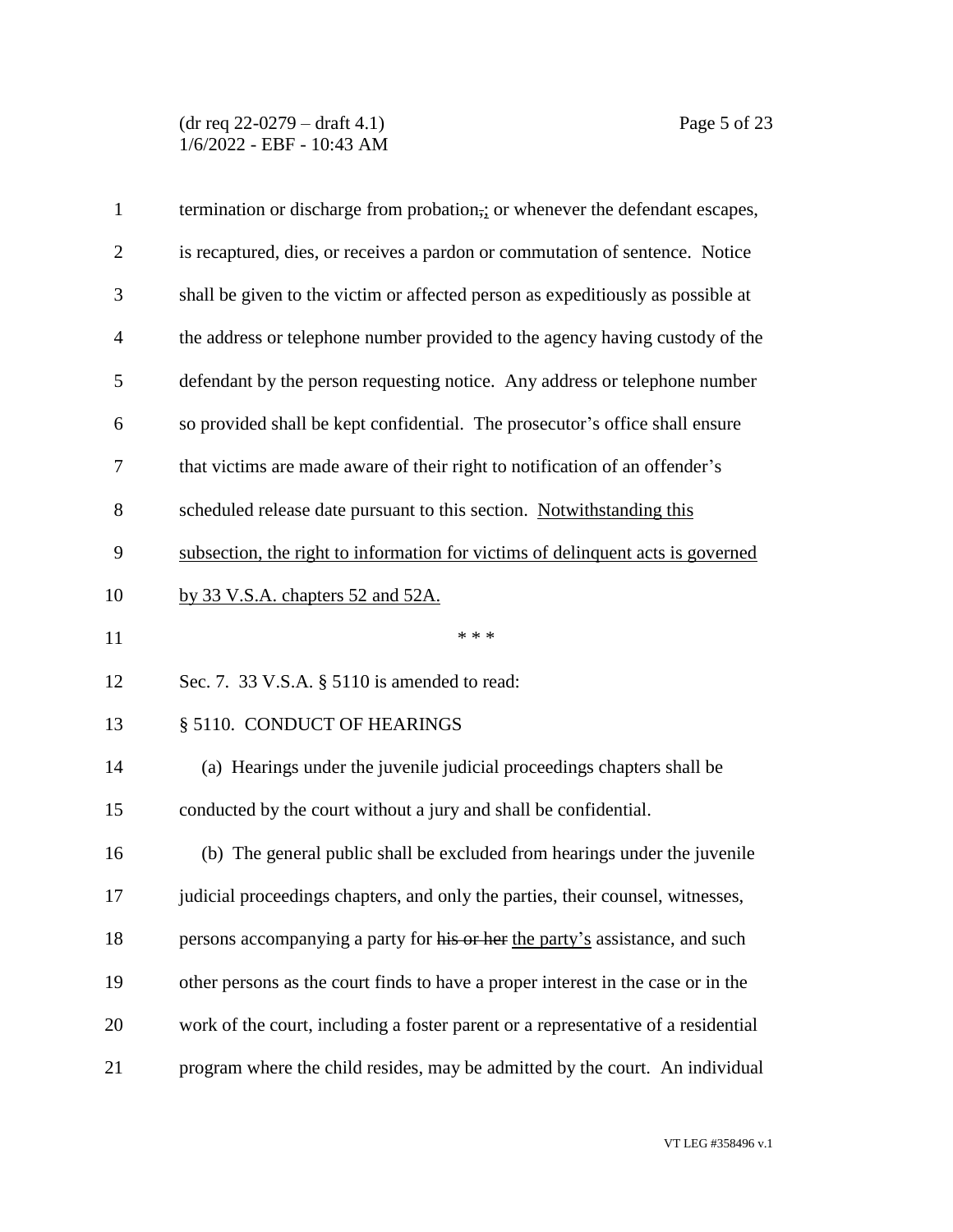termination or discharge from probation,; or whenever the defendant escapes, is recaptured, dies, or receives a pardon or commutation of sentence. Notice shall be given to the victim or affected person as expeditiously as possible at the address or telephone number provided to the agency having custody of the defendant by the person requesting notice. Any address or telephone number so provided shall be kept confidential. The prosecutor's office shall ensure that victims are made aware of their right to notification of an offender's scheduled release date pursuant to this section. Notwithstanding this subsection, the right to information for victims of delinquent acts is governed by 33 V.S.A. chapters 52 and 52A.

\* \* \*

Sec. 7. 33 V.S.A. § 5110 is amended to read:

§ 5110. CONDUCT OF HEARINGS

(a) Hearings under the juvenile judicial proceedings chapters shall be conducted by the court without a jury and shall be confidential.

(b) The general public shall be excluded from hearings under the juvenile judicial proceedings chapters, and only the parties, their counsel, witnesses, persons accompanying a party for ~~his or her~~ the party's assistance, and such other persons as the court finds to have a proper interest in the case or in the work of the court, including a foster parent or a representative of a residential program where the child resides, may be admitted by the court. An individual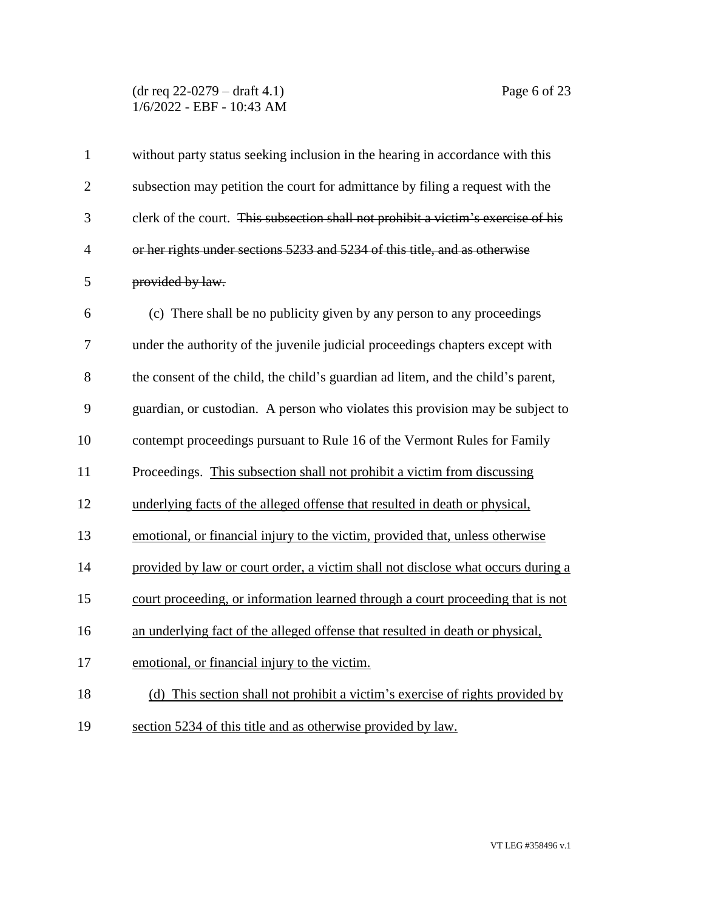without party status seeking inclusion in the hearing in accordance with this subsection may petition the court for admittance by filing a request with the clerk of the court. ~~This subsection shall not prohibit a victim's exercise of his or her rights under sections 5233 and 5234 of this title, and as otherwise provided by law.~~

(c) There shall be no publicity given by any person to any proceedings under the authority of the juvenile judicial proceedings chapters except with the consent of the child, the child's guardian ad litem, and the child's parent, guardian, or custodian. A person who violates this provision may be subject to contempt proceedings pursuant to Rule 16 of the Vermont Rules for Family Proceedings. <u>This subsection shall not prohibit a victim from discussing underlying facts of the alleged offense that resulted in death or physical, emotional, or financial injury to the victim, provided that, unless otherwise provided by law or court order, a victim shall not disclose what occurs during a court proceeding, or information learned through a court proceeding that is not an underlying fact of the alleged offense that resulted in death or physical, emotional, or financial injury to the victim.</u>

<u>(d) This section shall not prohibit a victim's exercise of rights provided by section 5234 of this title and as otherwise provided by law.</u>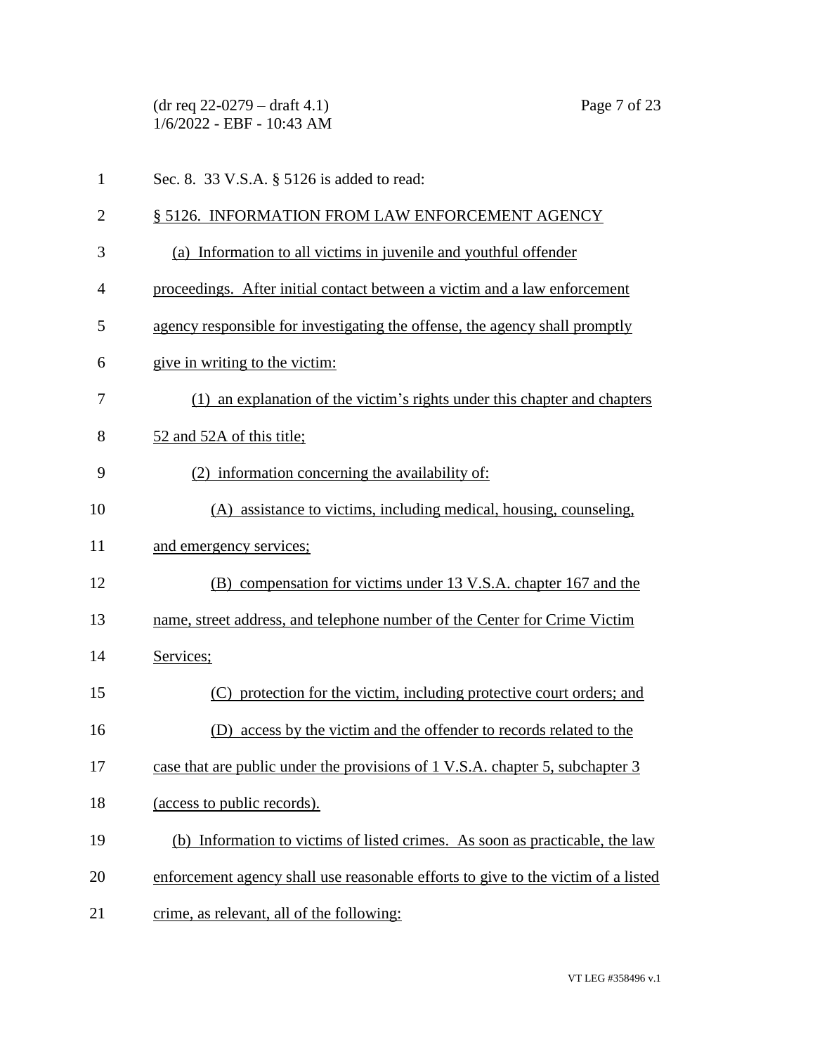Sec. 8. 33 V.S.A. § 5126 is added to read:

§ 5126. INFORMATION FROM LAW ENFORCEMENT AGENCY

(a) Information to all victims in juvenile and youthful offender proceedings. After initial contact between a victim and a law enforcement agency responsible for investigating the offense, the agency shall promptly give in writing to the victim:

(1) an explanation of the victim's rights under this chapter and chapters 52 and 52A of this title;

(2) information concerning the availability of:

(A) assistance to victims, including medical, housing, counseling, and emergency services;

(B) compensation for victims under 13 V.S.A. chapter 167 and the name, street address, and telephone number of the Center for Crime Victim Services;

(C) protection for the victim, including protective court orders; and

(D) access by the victim and the offender to records related to the case that are public under the provisions of 1 V.S.A. chapter 5, subchapter 3 (access to public records).

(b) Information to victims of listed crimes. As soon as practicable, the law enforcement agency shall use reasonable efforts to give to the victim of a listed crime, as relevant, all of the following: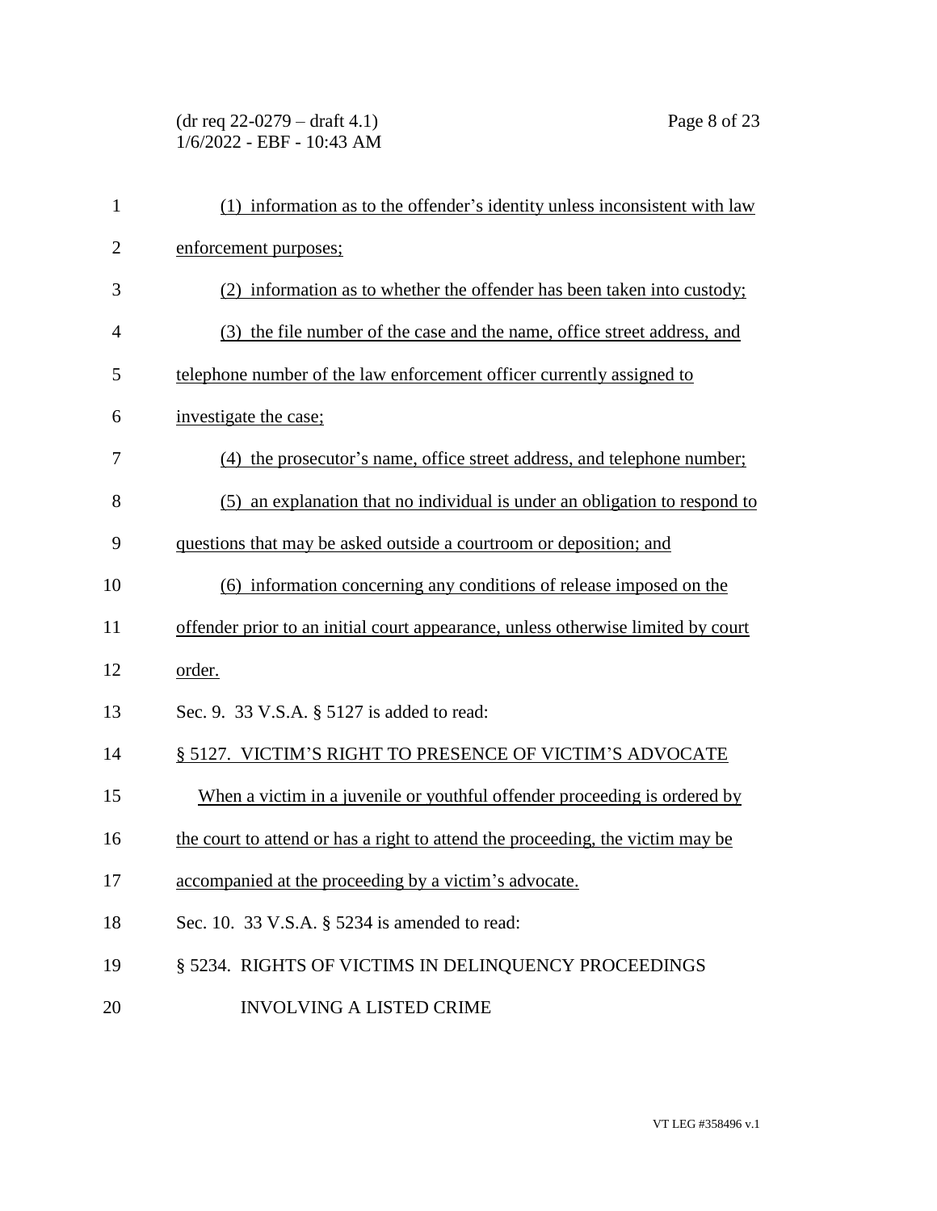(1) information as to the offender's identity unless inconsistent with law enforcement purposes;

(2) information as to whether the offender has been taken into custody;

(3) the file number of the case and the name, office street address, and telephone number of the law enforcement officer currently assigned to investigate the case;

(4) the prosecutor's name, office street address, and telephone number;

(5) an explanation that no individual is under an obligation to respond to questions that may be asked outside a courtroom or deposition; and

(6) information concerning any conditions of release imposed on the offender prior to an initial court appearance, unless otherwise limited by court order.

Sec. 9. 33 V.S.A. § 5127 is added to read:

§ 5127. VICTIM'S RIGHT TO PRESENCE OF VICTIM'S ADVOCATE

When a victim in a juvenile or youthful offender proceeding is ordered by the court to attend or has a right to attend the proceeding, the victim may be accompanied at the proceeding by a victim's advocate.

Sec. 10. 33 V.S.A. § 5234 is amended to read:

§ 5234. RIGHTS OF VICTIMS IN DELINQUENCY PROCEEDINGS INVOLVING A LISTED CRIME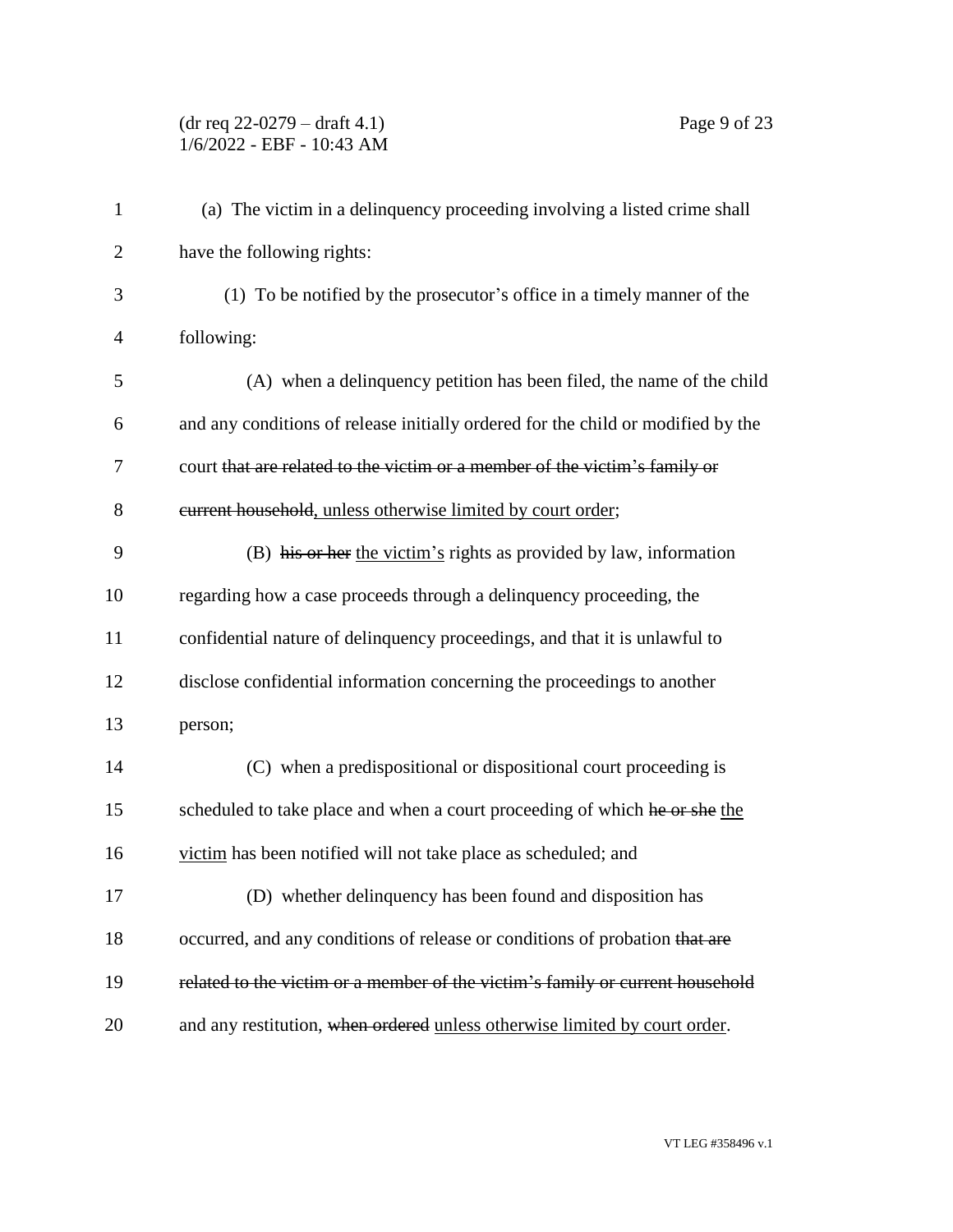(a) The victim in a delinquency proceeding involving a listed crime shall have the following rights:

(1) To be notified by the prosecutor's office in a timely manner of the following:

(A) when a delinquency petition has been filed, the name of the child and any conditions of release initially ordered for the child or modified by the court ~~that are related to the victim or a member of the victim's family or current household~~, unless otherwise limited by court order;

(B) ~~his or her~~ the victim's rights as provided by law, information regarding how a case proceeds through a delinquency proceeding, the confidential nature of delinquency proceedings, and that it is unlawful to disclose confidential information concerning the proceedings to another person;

(C) when a predispositional or dispositional court proceeding is scheduled to take place and when a court proceeding of which ~~he or she~~ the victim has been notified will not take place as scheduled; and

(D) whether delinquency has been found and disposition has occurred, and any conditions of release or conditions of probation ~~that are related to the victim or a member of the victim's family or current household~~ and any restitution, ~~when ordered~~ unless otherwise limited by court order.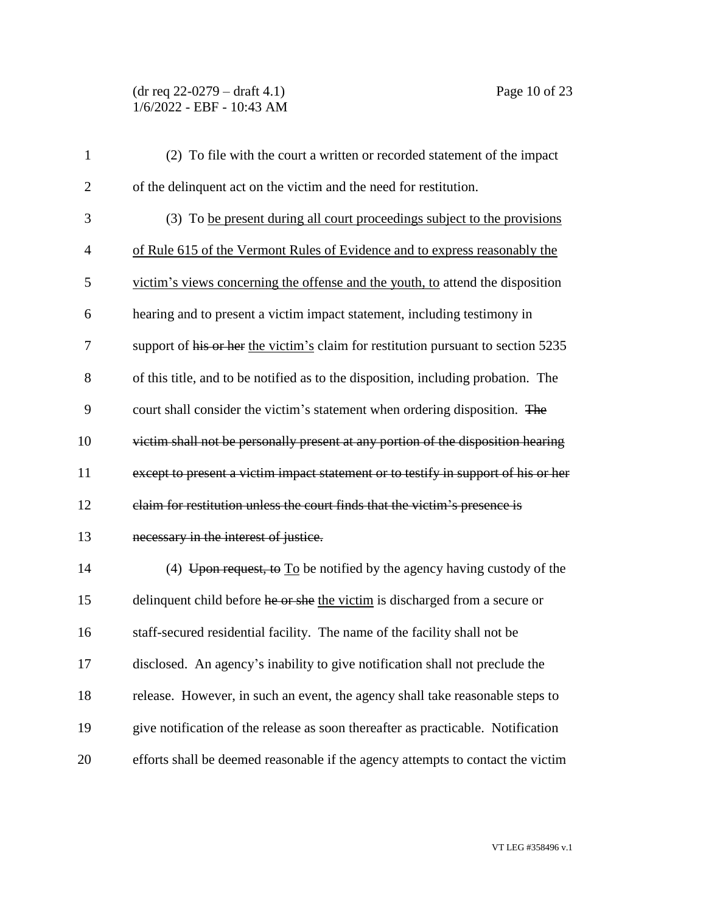(2) To file with the court a written or recorded statement of the impact of the delinquent act on the victim and the need for restitution.

(3) To <u>be present during all court proceedings subject to the provisions of Rule 615 of the Vermont Rules of Evidence and to express reasonably the victim's views concerning the offense and the youth, to</u> attend the disposition hearing and to present a victim impact statement, including testimony in support of ~~his or her~~ <u>the victim's</u> claim for restitution pursuant to section 5235 of this title, and to be notified as to the disposition, including probation. The court shall consider the victim's statement when ordering disposition. ~~The victim shall not be personally present at any portion of the disposition hearing except to present a victim impact statement or to testify in support of his or her claim for restitution unless the court finds that the victim's presence is necessary in the interest of justice.~~

(4) ~~Upon request, to~~ <u>To</u> be notified by the agency having custody of the delinquent child before ~~he or she~~ <u>the victim</u> is discharged from a secure or staff-secured residential facility. The name of the facility shall not be disclosed. An agency's inability to give notification shall not preclude the release. However, in such an event, the agency shall take reasonable steps to give notification of the release as soon thereafter as practicable. Notification efforts shall be deemed reasonable if the agency attempts to contact the victim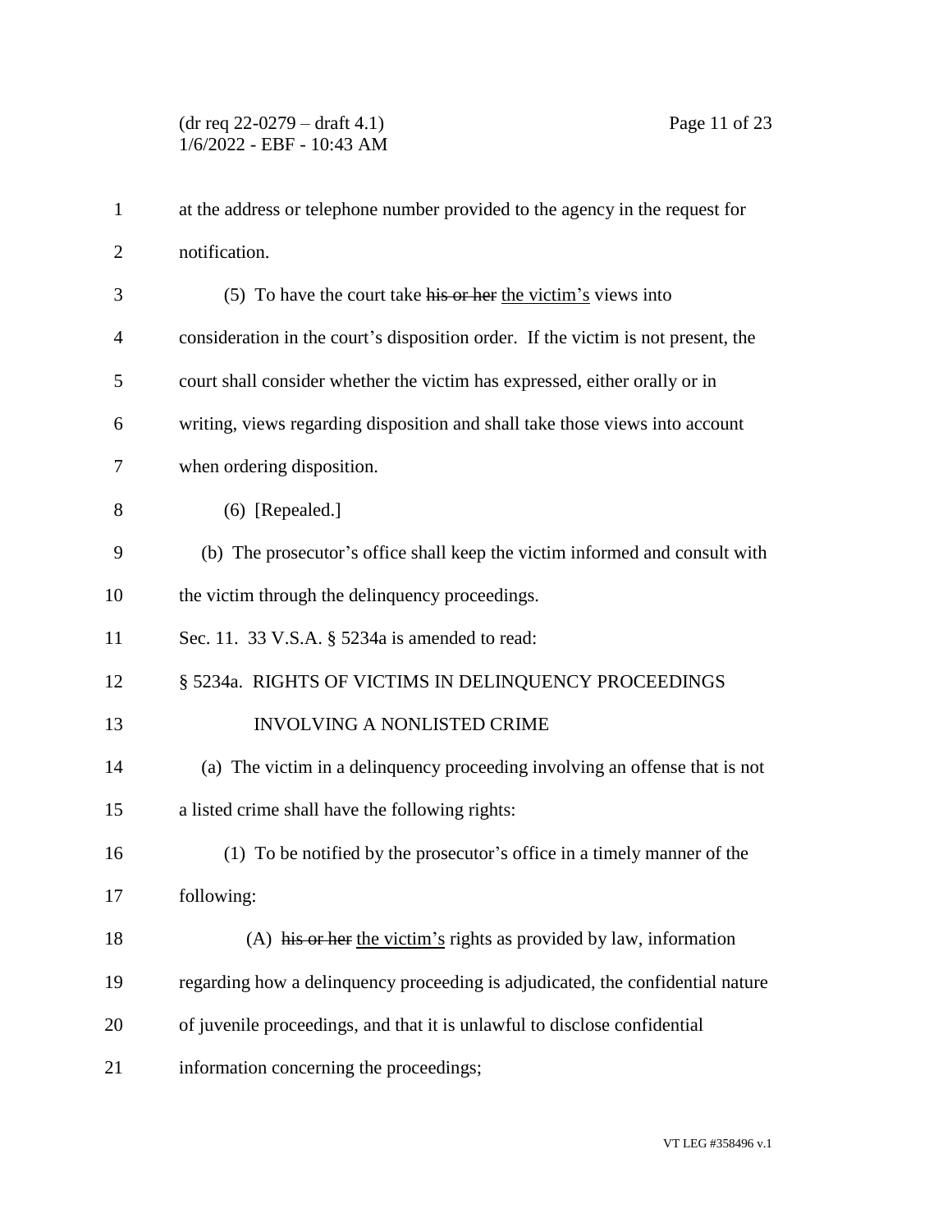at the address or telephone number provided to the agency in the request for notification.

(5) To have the court take ~~his or her~~ the victim's views into consideration in the court's disposition order. If the victim is not present, the court shall consider whether the victim has expressed, either orally or in writing, views regarding disposition and shall take those views into account when ordering disposition.

(6) [Repealed.]

(b) The prosecutor's office shall keep the victim informed and consult with the victim through the delinquency proceedings.

Sec. 11. 33 V.S.A. § 5234a is amended to read:

§ 5234a. RIGHTS OF VICTIMS IN DELINQUENCY PROCEEDINGS INVOLVING A NONLISTED CRIME

(a) The victim in a delinquency proceeding involving an offense that is not a listed crime shall have the following rights:

(1) To be notified by the prosecutor's office in a timely manner of the following:

(A) ~~his or her~~ the victim's rights as provided by law, information regarding how a delinquency proceeding is adjudicated, the confidential nature of juvenile proceedings, and that it is unlawful to disclose confidential information concerning the proceedings;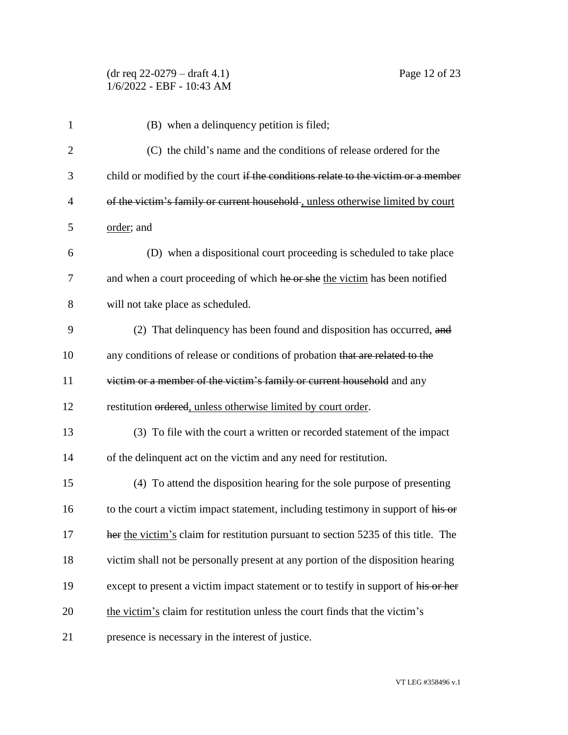(B) when a delinquency petition is filed;

(C) the child's name and the conditions of release ordered for the child or modified by the court ~~if the conditions relate to the victim or a member of the victim's family or current household~~ , unless otherwise limited by court order; and

(D) when a dispositional court proceeding is scheduled to take place and when a court proceeding of which ~~he or she~~ the victim has been notified will not take place as scheduled.

(2) That delinquency has been found and disposition has occurred, ~~and~~ any conditions of release or conditions of probation ~~that are related to the victim or a member of the victim's family or current household~~ and any restitution ~~ordered~~, unless otherwise limited by court order.

(3) To file with the court a written or recorded statement of the impact of the delinquent act on the victim and any need for restitution.

(4) To attend the disposition hearing for the sole purpose of presenting to the court a victim impact statement, including testimony in support of ~~his or her~~ the victim's claim for restitution pursuant to section 5235 of this title. The victim shall not be personally present at any portion of the disposition hearing except to present a victim impact statement or to testify in support of ~~his or her~~ the victim's claim for restitution unless the court finds that the victim's presence is necessary in the interest of justice.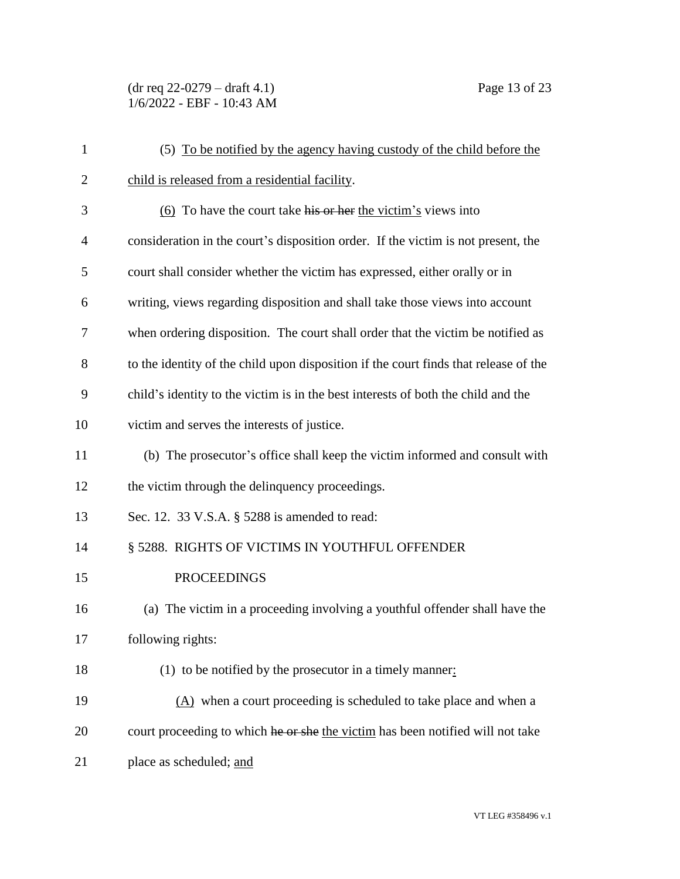(5) To be notified by the agency having custody of the child before the child is released from a residential facility.

(6) To have the court take ~~his or her~~ the victim's views into consideration in the court's disposition order. If the victim is not present, the court shall consider whether the victim has expressed, either orally or in writing, views regarding disposition and shall take those views into account when ordering disposition. The court shall order that the victim be notified as to the identity of the child upon disposition if the court finds that release of the child's identity to the victim is in the best interests of both the child and the victim and serves the interests of justice.

(b) The prosecutor's office shall keep the victim informed and consult with the victim through the delinquency proceedings.

Sec. 12. 33 V.S.A. § 5288 is amended to read:

§ 5288. RIGHTS OF VICTIMS IN YOUTHFUL OFFENDER PROCEEDINGS

(a) The victim in a proceeding involving a youthful offender shall have the following rights:

(1) to be notified by the prosecutor in a timely manner:

(A) when a court proceeding is scheduled to take place and when a court proceeding to which ~~he or she~~ the victim has been notified will not take place as scheduled; and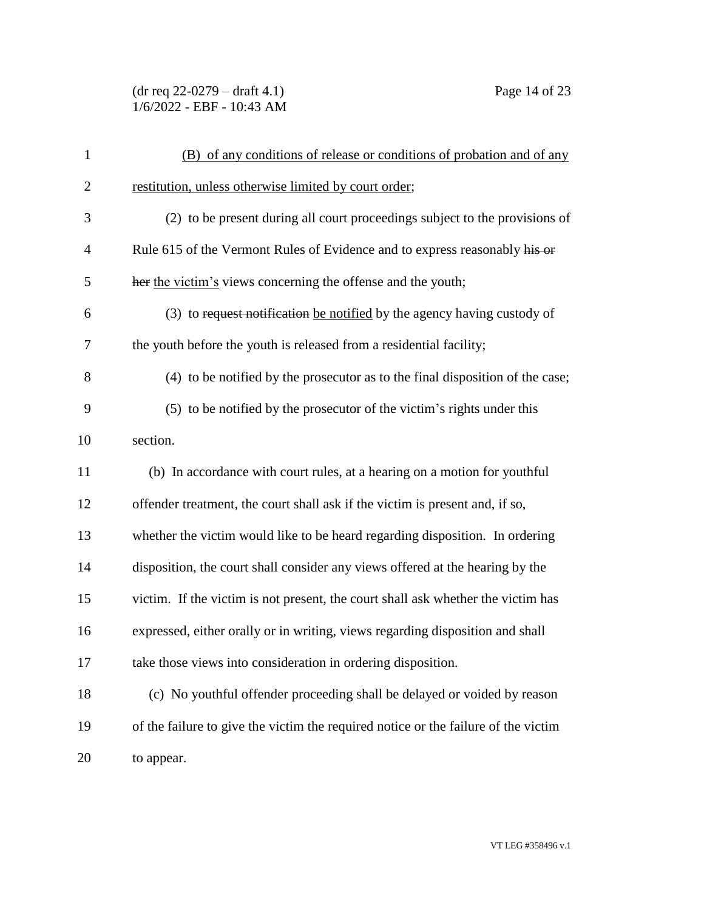(B) of any conditions of release or conditions of probation and of any restitution, unless otherwise limited by court order;

(2) to be present during all court proceedings subject to the provisions of Rule 615 of the Vermont Rules of Evidence and to express reasonably ~~his or her~~ the victim's views concerning the offense and the youth;

(3) to ~~request notification~~ be notified by the agency having custody of the youth before the youth is released from a residential facility;

(4) to be notified by the prosecutor as to the final disposition of the case;

(5) to be notified by the prosecutor of the victim's rights under this section.

(b) In accordance with court rules, at a hearing on a motion for youthful offender treatment, the court shall ask if the victim is present and, if so, whether the victim would like to be heard regarding disposition. In ordering disposition, the court shall consider any views offered at the hearing by the victim. If the victim is not present, the court shall ask whether the victim has expressed, either orally or in writing, views regarding disposition and shall take those views into consideration in ordering disposition.

(c) No youthful offender proceeding shall be delayed or voided by reason of the failure to give the victim the required notice or the failure of the victim to appear.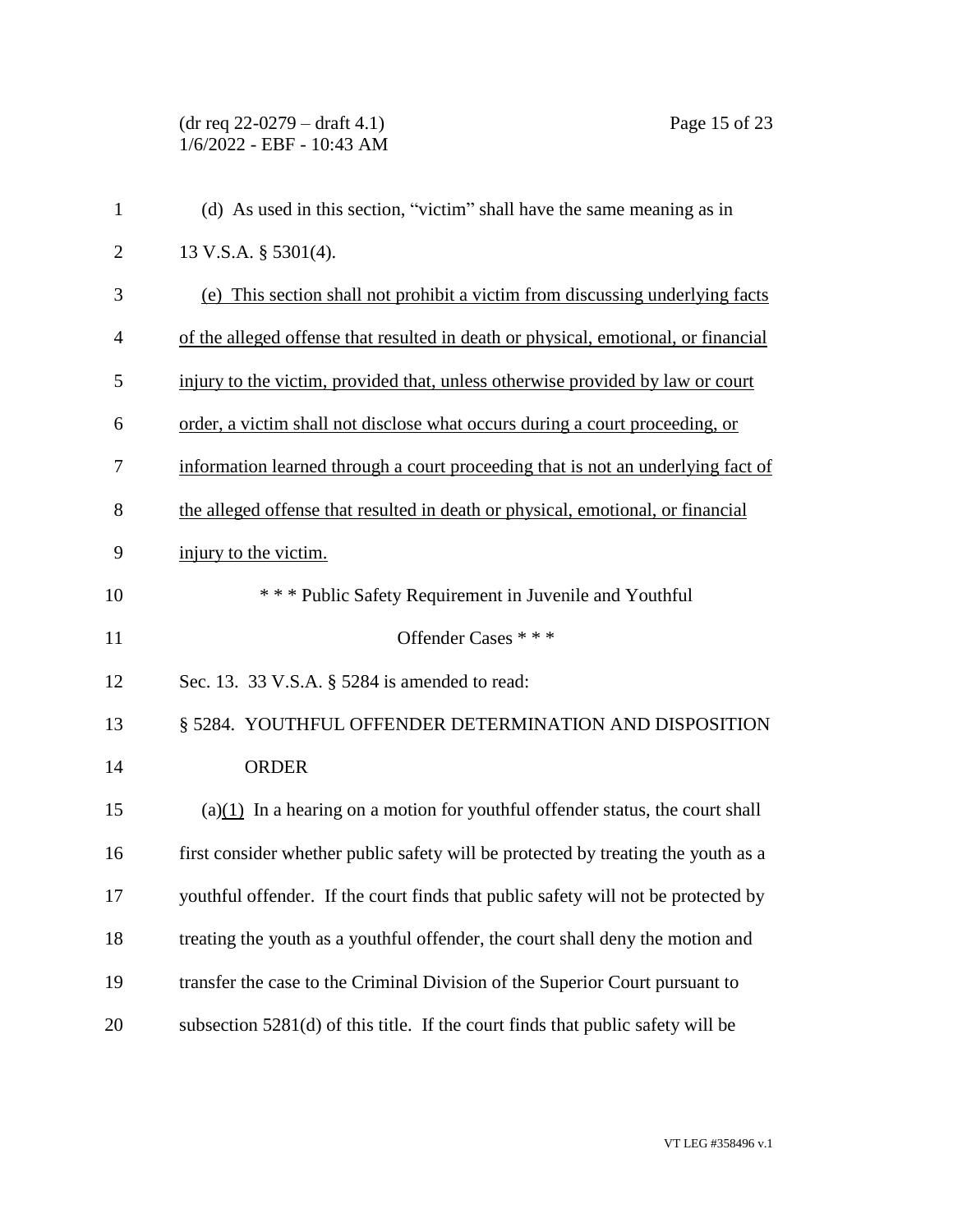(d) As used in this section, "victim" shall have the same meaning as in 13 V.S.A. § 5301(4).

<u>(e) This section shall not prohibit a victim from discussing underlying facts of the alleged offense that resulted in death or physical, emotional, or financial injury to the victim, provided that, unless otherwise provided by law or court order, a victim shall not disclose what occurs during a court proceeding, or information learned through a court proceeding that is not an underlying fact of the alleged offense that resulted in death or physical, emotional, or financial injury to the victim.</u>

\* \* \* Public Safety Requirement in Juvenile and Youthful Offender Cases \* \* \*

Sec. 13. 33 V.S.A. § 5284 is amended to read:

§ 5284. YOUTHFUL OFFENDER DETERMINATION AND DISPOSITION ORDER

(a)<u>(1)</u> In a hearing on a motion for youthful offender status, the court shall first consider whether public safety will be protected by treating the youth as a youthful offender. If the court finds that public safety will not be protected by treating the youth as a youthful offender, the court shall deny the motion and transfer the case to the Criminal Division of the Superior Court pursuant to subsection 5281(d) of this title. If the court finds that public safety will be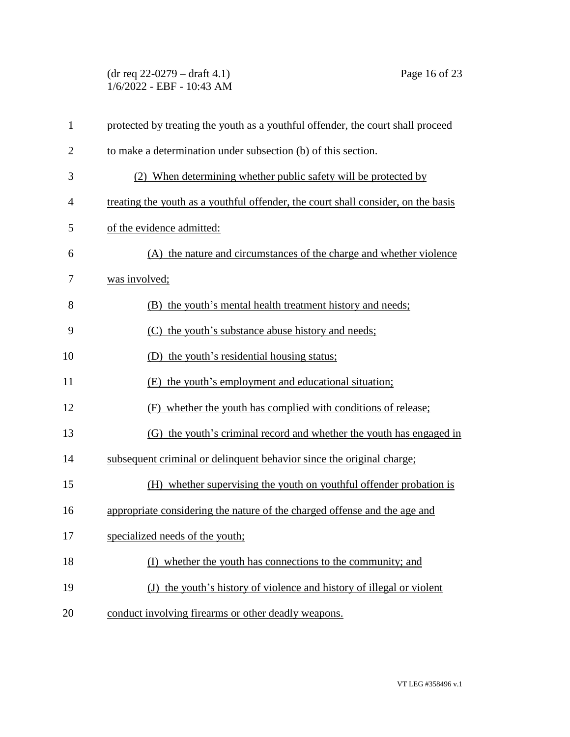protected by treating the youth as a youthful offender, the court shall proceed to make a determination under subsection (b) of this section.

(2) When determining whether public safety will be protected by treating the youth as a youthful offender, the court shall consider, on the basis of the evidence admitted:

(A) the nature and circumstances of the charge and whether violence was involved;

(B) the youth's mental health treatment history and needs;

(C) the youth's substance abuse history and needs;

(D) the youth's residential housing status;

(E) the youth's employment and educational situation;

(F) whether the youth has complied with conditions of release;

(G) the youth's criminal record and whether the youth has engaged in subsequent criminal or delinquent behavior since the original charge;

(H) whether supervising the youth on youthful offender probation is appropriate considering the nature of the charged offense and the age and specialized needs of the youth;

(I) whether the youth has connections to the community; and

(J) the youth's history of violence and history of illegal or violent conduct involving firearms or other deadly weapons.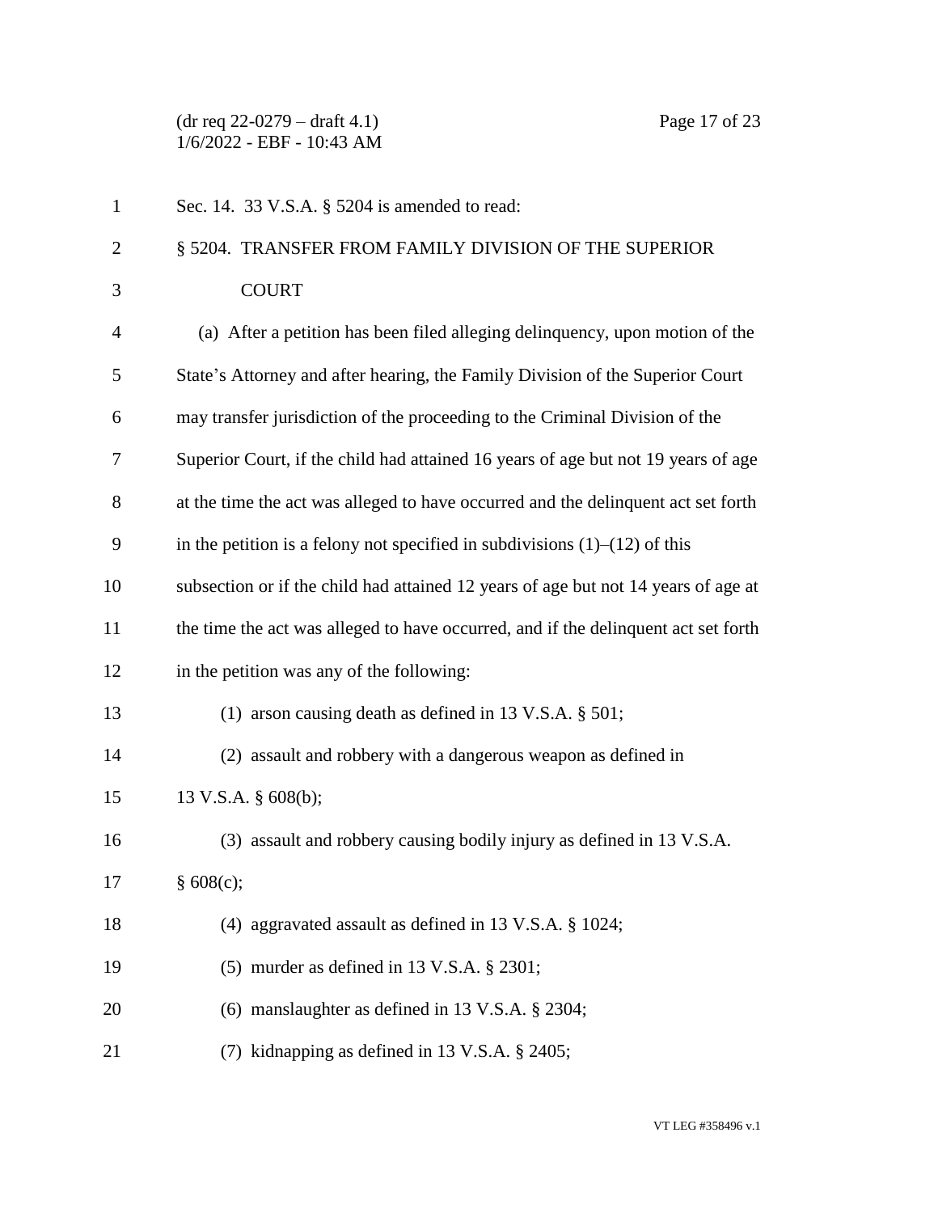Sec. 14. 33 V.S.A. § 5204 is amended to read:

§ 5204. TRANSFER FROM FAMILY DIVISION OF THE SUPERIOR COURT

(a) After a petition has been filed alleging delinquency, upon motion of the State's Attorney and after hearing, the Family Division of the Superior Court may transfer jurisdiction of the proceeding to the Criminal Division of the Superior Court, if the child had attained 16 years of age but not 19 years of age at the time the act was alleged to have occurred and the delinquent act set forth in the petition is a felony not specified in subdivisions (1)–(12) of this subsection or if the child had attained 12 years of age but not 14 years of age at the time the act was alleged to have occurred, and if the delinquent act set forth in the petition was any of the following:

(1) arson causing death as defined in 13 V.S.A. § 501;

(2) assault and robbery with a dangerous weapon as defined in 13 V.S.A. § 608(b);

(3) assault and robbery causing bodily injury as defined in 13 V.S.A. § 608(c);

(4) aggravated assault as defined in 13 V.S.A. § 1024;

(5) murder as defined in 13 V.S.A. § 2301;

(6) manslaughter as defined in 13 V.S.A. § 2304;

(7) kidnapping as defined in 13 V.S.A. § 2405;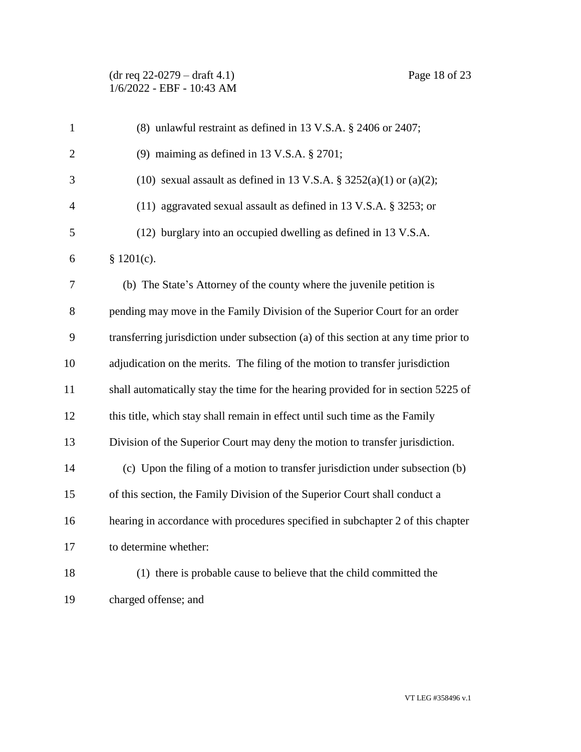(8) unlawful restraint as defined in 13 V.S.A. § 2406 or 2407;

(9) maiming as defined in 13 V.S.A. § 2701;

(10) sexual assault as defined in 13 V.S.A. § 3252(a)(1) or (a)(2);

(11) aggravated sexual assault as defined in 13 V.S.A. § 3253; or

(12) burglary into an occupied dwelling as defined in 13 V.S.A. § 1201(c).

(b) The State's Attorney of the county where the juvenile petition is pending may move in the Family Division of the Superior Court for an order transferring jurisdiction under subsection (a) of this section at any time prior to adjudication on the merits. The filing of the motion to transfer jurisdiction shall automatically stay the time for the hearing provided for in section 5225 of this title, which stay shall remain in effect until such time as the Family Division of the Superior Court may deny the motion to transfer jurisdiction.

(c) Upon the filing of a motion to transfer jurisdiction under subsection (b) of this section, the Family Division of the Superior Court shall conduct a hearing in accordance with procedures specified in subchapter 2 of this chapter to determine whether:

(1) there is probable cause to believe that the child committed the charged offense; and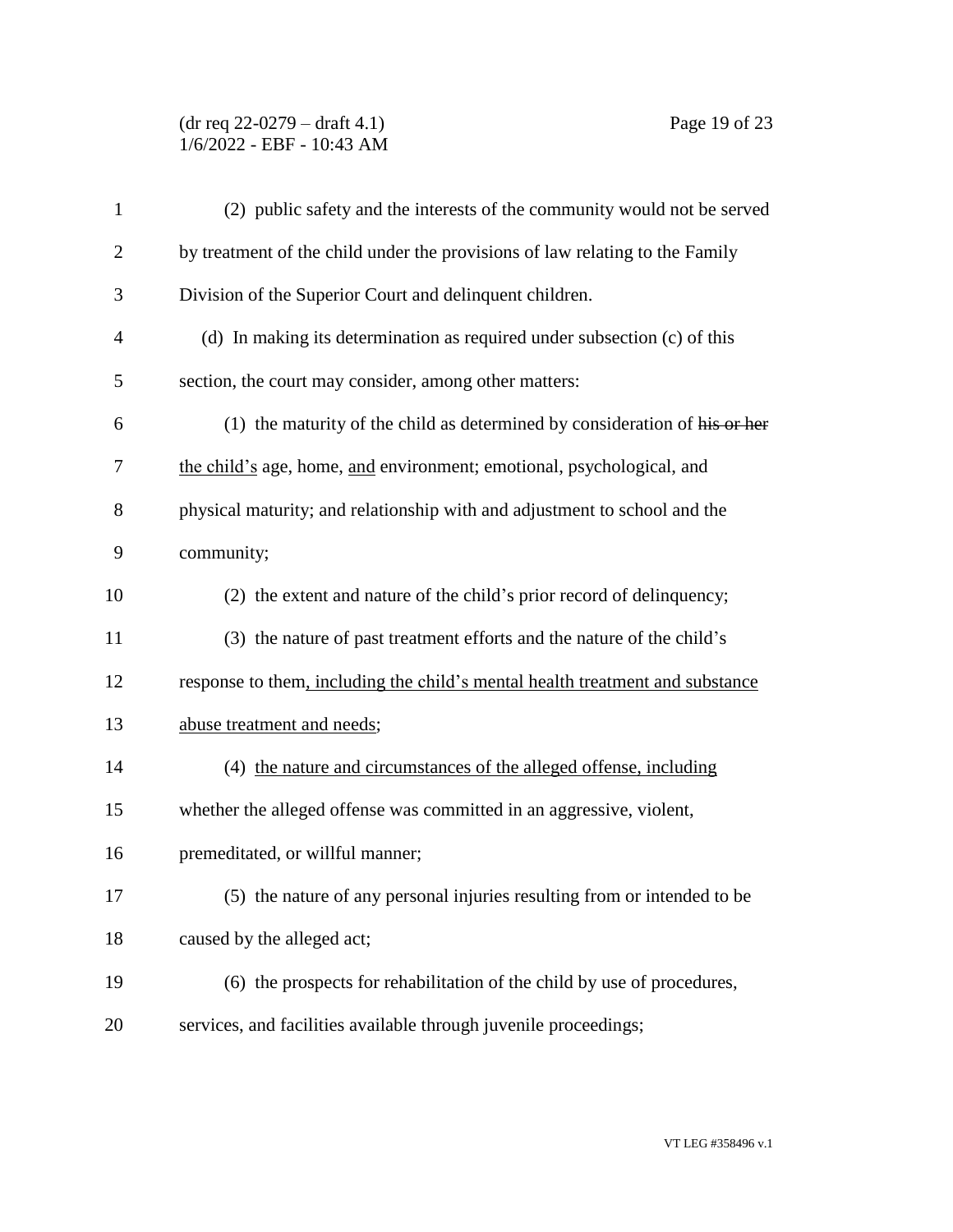(2) public safety and the interests of the community would not be served by treatment of the child under the provisions of law relating to the Family Division of the Superior Court and delinquent children.

(d) In making its determination as required under subsection (c) of this section, the court may consider, among other matters:

(1) the maturity of the child as determined by consideration of ~~his or her~~ the child's age, home, and environment; emotional, psychological, and physical maturity; and relationship with and adjustment to school and the community;

(2) the extent and nature of the child's prior record of delinquency;

(3) the nature of past treatment efforts and the nature of the child's response to them, including the child's mental health treatment and substance abuse treatment and needs;

(4) the nature and circumstances of the alleged offense, including whether the alleged offense was committed in an aggressive, violent, premeditated, or willful manner;

(5) the nature of any personal injuries resulting from or intended to be caused by the alleged act;

(6) the prospects for rehabilitation of the child by use of procedures, services, and facilities available through juvenile proceedings;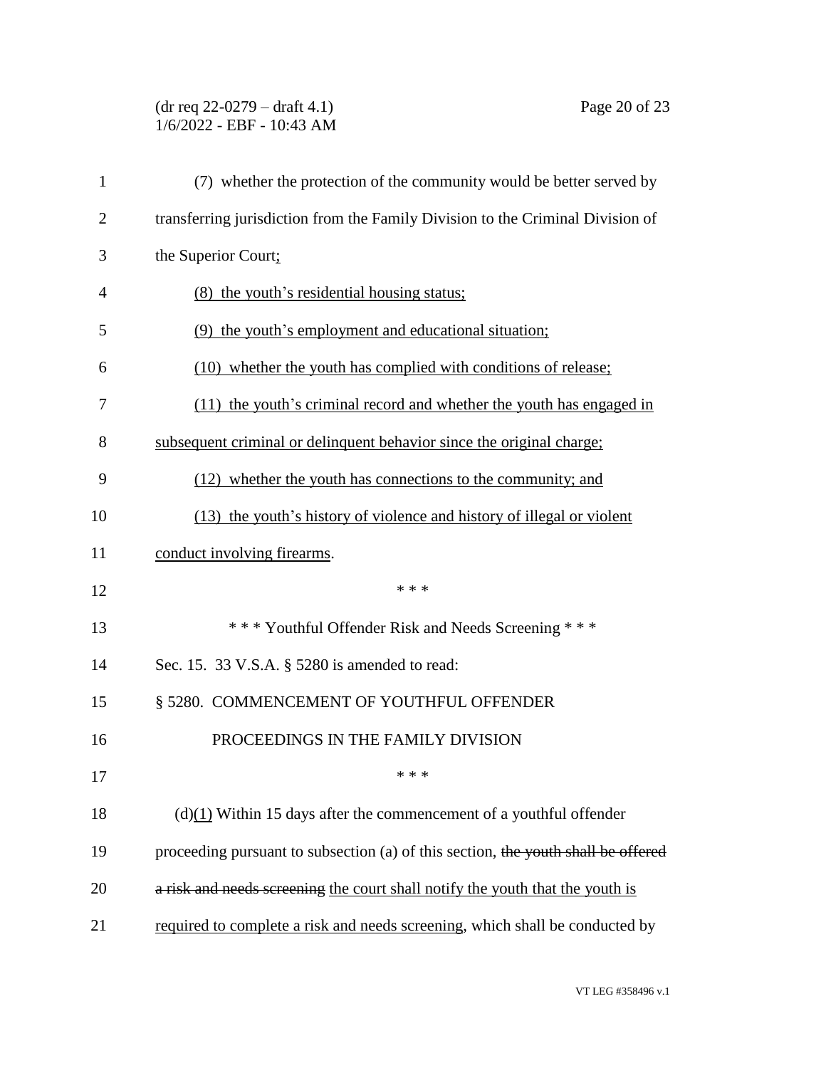(7) whether the protection of the community would be better served by transferring jurisdiction from the Family Division to the Criminal Division of the Superior Court<u>;</u>

<u>(8) the youth's residential housing status;</u>

<u>(9) the youth's employment and educational situation;</u>

<u>(10) whether the youth has complied with conditions of release;</u>

<u>(11) the youth's criminal record and whether the youth has engaged in subsequent criminal or delinquent behavior since the original charge;</u>

<u>(12) whether the youth has connections to the community; and</u>

<u>(13) the youth's history of violence and history of illegal or violent conduct involving firearms</u>.

\* \* \*

\* \* \* Youthful Offender Risk and Needs Screening \* \* \*

Sec. 15. 33 V.S.A. § 5280 is amended to read:

§ 5280. COMMENCEMENT OF YOUTHFUL OFFENDER PROCEEDINGS IN THE FAMILY DIVISION

\* \* \*

(d)<u>(1)</u> Within 15 days after the commencement of a youthful offender proceeding pursuant to subsection (a) of this section, ~~the youth shall be offered a risk and needs screening~~ <u>the court shall notify the youth that the youth is required to complete a risk and needs screening</u>, which shall be conducted by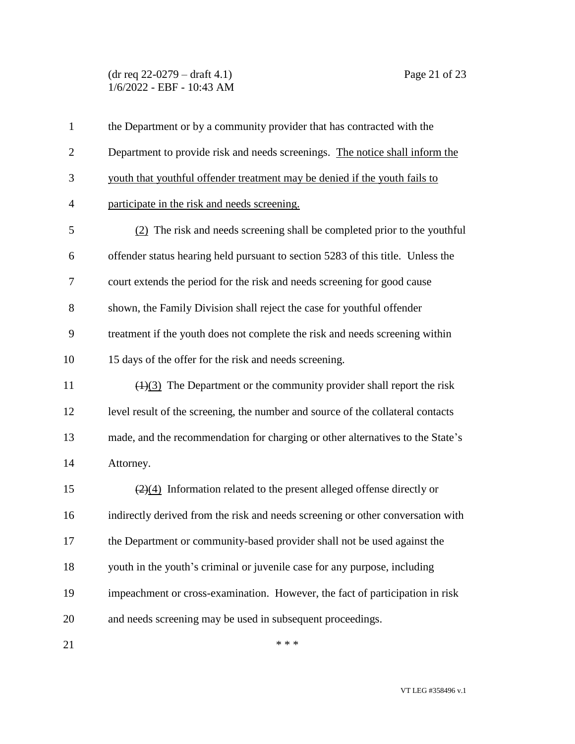the Department or by a community provider that has contracted with the Department to provide risk and needs screenings. <u>The notice shall inform the youth that youthful offender treatment may be denied if the youth fails to participate in the risk and needs screening.</u>

<u>(2)</u> The risk and needs screening shall be completed prior to the youthful offender status hearing held pursuant to section 5283 of this title. Unless the court extends the period for the risk and needs screening for good cause shown, the Family Division shall reject the case for youthful offender treatment if the youth does not complete the risk and needs screening within 15 days of the offer for the risk and needs screening.

~~(1)~~<u>(3)</u> The Department or the community provider shall report the risk level result of the screening, the number and source of the collateral contacts made, and the recommendation for charging or other alternatives to the State's Attorney.

~~(2)~~<u>(4)</u> Information related to the present alleged offense directly or indirectly derived from the risk and needs screening or other conversation with the Department or community-based provider shall not be used against the youth in the youth's criminal or juvenile case for any purpose, including impeachment or cross-examination. However, the fact of participation in risk and needs screening may be used in subsequent proceedings.

\* \* \*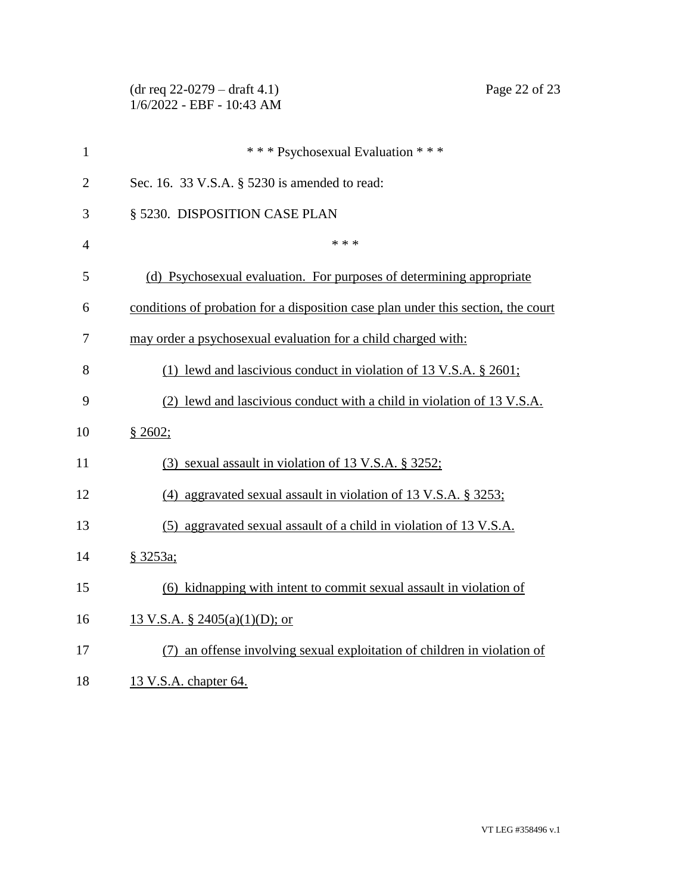\* \* \* Psychosexual Evaluation \* \* \*

Sec. 16. 33 V.S.A. § 5230 is amended to read:

§ 5230. DISPOSITION CASE PLAN

\* \* \*

<u>(d) Psychosexual evaluation. For purposes of determining appropriate conditions of probation for a disposition case plan under this section, the court may order a psychosexual evaluation for a child charged with:</u>

<u>(1) lewd and lascivious conduct in violation of 13 V.S.A. § 2601;</u>

<u>(2) lewd and lascivious conduct with a child in violation of 13 V.S.A. § 2602;</u>

<u>(3) sexual assault in violation of 13 V.S.A. § 3252;</u>

<u>(4) aggravated sexual assault in violation of 13 V.S.A. § 3253;</u>

<u>(5) aggravated sexual assault of a child in violation of 13 V.S.A. § 3253a;</u>

<u>(6) kidnapping with intent to commit sexual assault in violation of 13 V.S.A. § 2405(a)(1)(D); or</u>

<u>(7) an offense involving sexual exploitation of children in violation of 13 V.S.A. chapter 64.</u>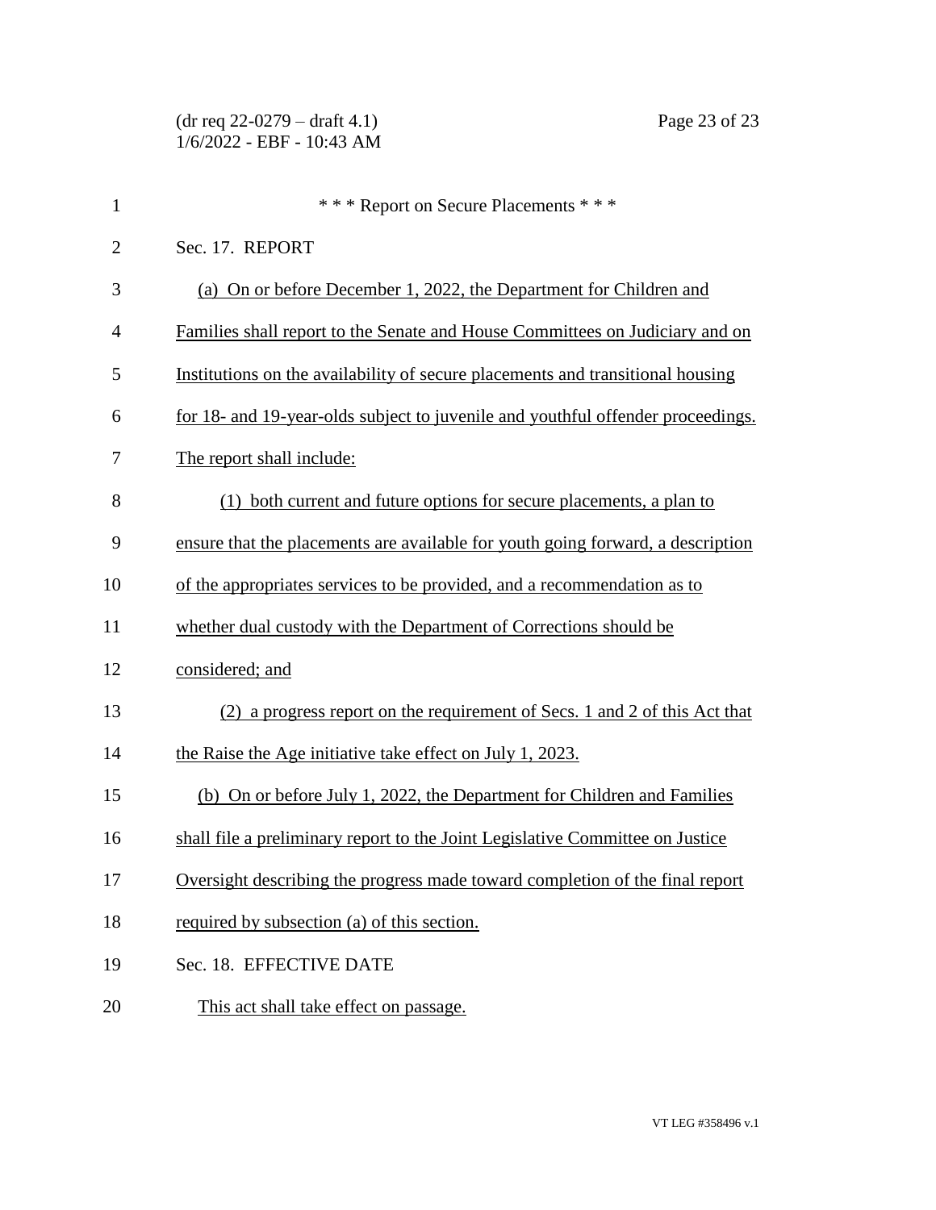\* \* \* Report on Secure Placements \* \* \*

Sec. 17. REPORT

(a) On or before December 1, 2022, the Department for Children and Families shall report to the Senate and House Committees on Judiciary and on Institutions on the availability of secure placements and transitional housing for 18- and 19-year-olds subject to juvenile and youthful offender proceedings. The report shall include:

(1) both current and future options for secure placements, a plan to ensure that the placements are available for youth going forward, a description of the appropriates services to be provided, and a recommendation as to whether dual custody with the Department of Corrections should be considered; and

(2) a progress report on the requirement of Secs. 1 and 2 of this Act that the Raise the Age initiative take effect on July 1, 2023.

(b) On or before July 1, 2022, the Department for Children and Families shall file a preliminary report to the Joint Legislative Committee on Justice Oversight describing the progress made toward completion of the final report required by subsection (a) of this section.

Sec. 18. EFFECTIVE DATE

This act shall take effect on passage.